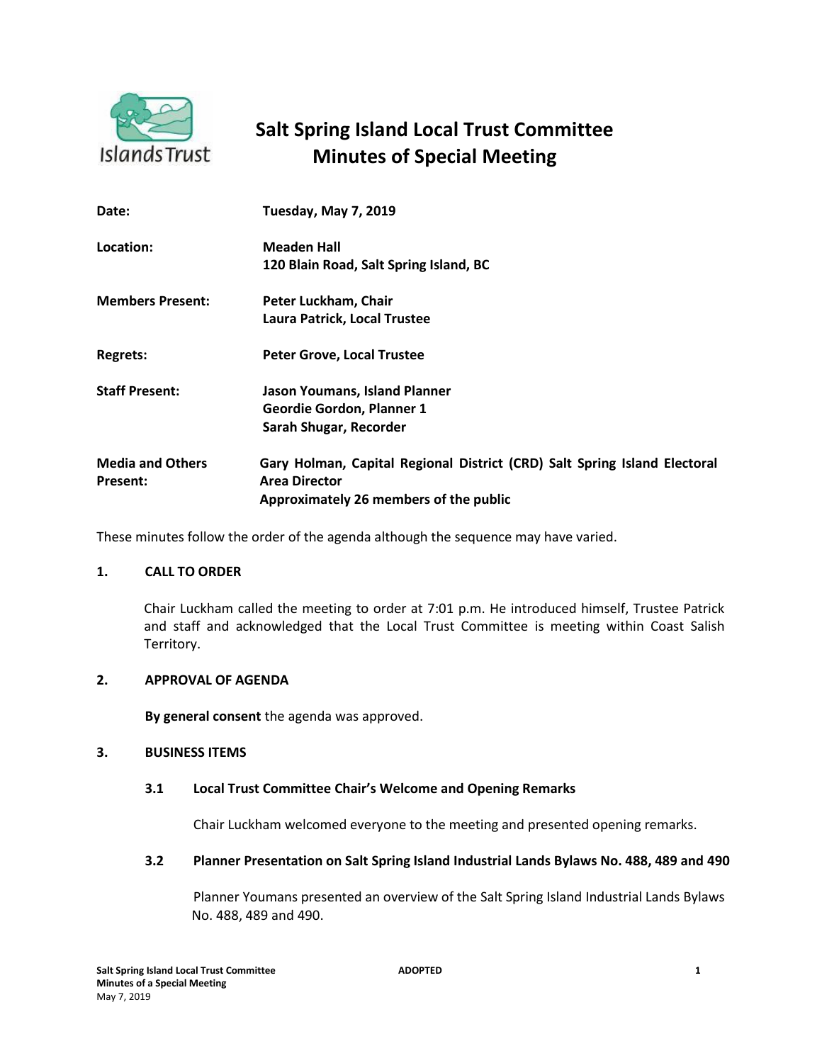# Salt Spring Island Local Trust Committee
# Minutes of Special Meeting

| | |
|---|---|
| **Date:** | **Tuesday, May 7, 2019** |
| **Location:** | **Meaden Hall**<br>**120 Blain Road, Salt Spring Island, BC** |
| **Members Present:** | **Peter Luckham, Chair**<br>**Laura Patrick, Local Trustee** |
| **Regrets:** | **Peter Grove, Local Trustee** |
| **Staff Present:** | **Jason Youmans, Island Planner**<br>**Geordie Gordon, Planner 1**<br>**Sarah Shugar, Recorder** |
| **Media and Others Present:** | **Gary Holman, Capital Regional District (CRD) Salt Spring Island Electoral Area Director**<br>**Approximately 26 members of the public** |

These minutes follow the order of the agenda although the sequence may have varied.

## 1. CALL TO ORDER

Chair Luckham called the meeting to order at 7:01 p.m. He introduced himself, Trustee Patrick and staff and acknowledged that the Local Trust Committee is meeting within Coast Salish Territory.

## 2. APPROVAL OF AGENDA

**By general consent** the agenda was approved.

## 3. BUSINESS ITEMS

### 3.1 Local Trust Committee Chair's Welcome and Opening Remarks

Chair Luckham welcomed everyone to the meeting and presented opening remarks.

### 3.2 Planner Presentation on Salt Spring Island Industrial Lands Bylaws No. 488, 489 and 490

Planner Youmans presented an overview of the Salt Spring Island Industrial Lands Bylaws No. 488, 489 and 490.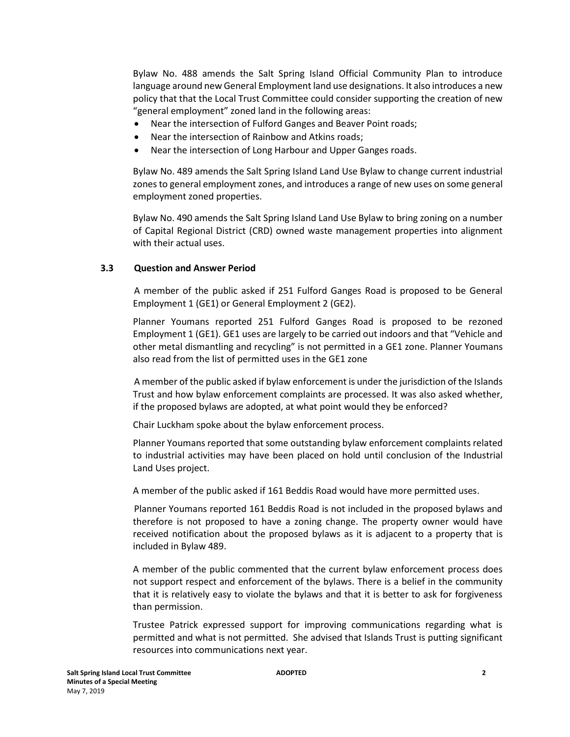Bylaw No. 488 amends the Salt Spring Island Official Community Plan to introduce language around new General Employment land use designations. It also introduces a new policy that that the Local Trust Committee could consider supporting the creation of new "general employment" zoned land in the following areas:

- Near the intersection of Fulford Ganges and Beaver Point roads;
- Near the intersection of Rainbow and Atkins roads;
- Near the intersection of Long Harbour and Upper Ganges roads.

Bylaw No. 489 amends the Salt Spring Island Land Use Bylaw to change current industrial zones to general employment zones, and introduces a range of new uses on some general employment zoned properties.

Bylaw No. 490 amends the Salt Spring Island Land Use Bylaw to bring zoning on a number of Capital Regional District (CRD) owned waste management properties into alignment with their actual uses.

### 3.3 Question and Answer Period

A member of the public asked if 251 Fulford Ganges Road is proposed to be General Employment 1 (GE1) or General Employment 2 (GE2).

Planner Youmans reported 251 Fulford Ganges Road is proposed to be rezoned Employment 1 (GE1). GE1 uses are largely to be carried out indoors and that "Vehicle and other metal dismantling and recycling" is not permitted in a GE1 zone. Planner Youmans also read from the list of permitted uses in the GE1 zone

A member of the public asked if bylaw enforcement is under the jurisdiction of the Islands Trust and how bylaw enforcement complaints are processed. It was also asked whether, if the proposed bylaws are adopted, at what point would they be enforced?

Chair Luckham spoke about the bylaw enforcement process.

Planner Youmans reported that some outstanding bylaw enforcement complaints related to industrial activities may have been placed on hold until conclusion of the Industrial Land Uses project.

A member of the public asked if 161 Beddis Road would have more permitted uses.

Planner Youmans reported 161 Beddis Road is not included in the proposed bylaws and therefore is not proposed to have a zoning change. The property owner would have received notification about the proposed bylaws as it is adjacent to a property that is included in Bylaw 489.

A member of the public commented that the current bylaw enforcement process does not support respect and enforcement of the bylaws. There is a belief in the community that it is relatively easy to violate the bylaws and that it is better to ask for forgiveness than permission.

Trustee Patrick expressed support for improving communications regarding what is permitted and what is not permitted. She advised that Islands Trust is putting significant resources into communications next year.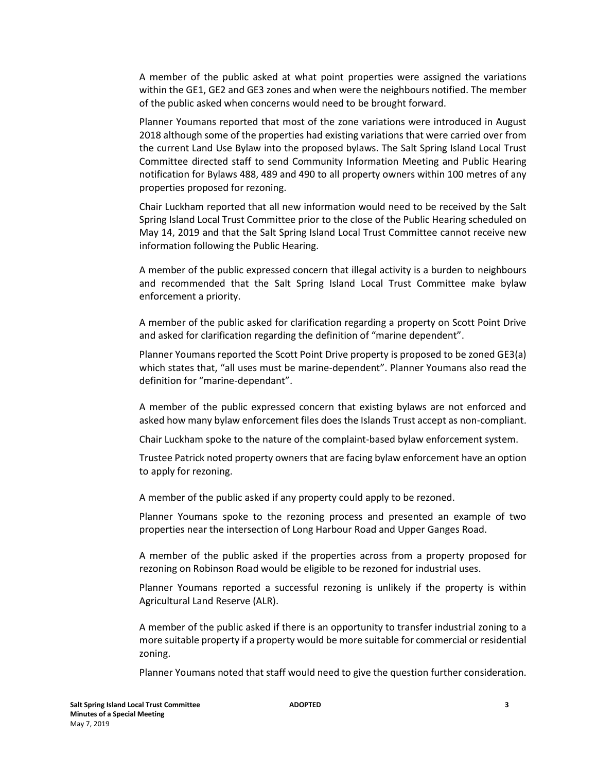A member of the public asked at what point properties were assigned the variations within the GE1, GE2 and GE3 zones and when were the neighbours notified. The member of the public asked when concerns would need to be brought forward.

Planner Youmans reported that most of the zone variations were introduced in August 2018 although some of the properties had existing variations that were carried over from the current Land Use Bylaw into the proposed bylaws. The Salt Spring Island Local Trust Committee directed staff to send Community Information Meeting and Public Hearing notification for Bylaws 488, 489 and 490 to all property owners within 100 metres of any properties proposed for rezoning.

Chair Luckham reported that all new information would need to be received by the Salt Spring Island Local Trust Committee prior to the close of the Public Hearing scheduled on May 14, 2019 and that the Salt Spring Island Local Trust Committee cannot receive new information following the Public Hearing.

A member of the public expressed concern that illegal activity is a burden to neighbours and recommended that the Salt Spring Island Local Trust Committee make bylaw enforcement a priority.

A member of the public asked for clarification regarding a property on Scott Point Drive and asked for clarification regarding the definition of "marine dependent".

Planner Youmans reported the Scott Point Drive property is proposed to be zoned GE3(a) which states that, "all uses must be marine-dependent". Planner Youmans also read the definition for "marine-dependant".

A member of the public expressed concern that existing bylaws are not enforced and asked how many bylaw enforcement files does the Islands Trust accept as non-compliant.

Chair Luckham spoke to the nature of the complaint-based bylaw enforcement system.

Trustee Patrick noted property owners that are facing bylaw enforcement have an option to apply for rezoning.

A member of the public asked if any property could apply to be rezoned.

Planner Youmans spoke to the rezoning process and presented an example of two properties near the intersection of Long Harbour Road and Upper Ganges Road.

A member of the public asked if the properties across from a property proposed for rezoning on Robinson Road would be eligible to be rezoned for industrial uses.

Planner Youmans reported a successful rezoning is unlikely if the property is within Agricultural Land Reserve (ALR).

A member of the public asked if there is an opportunity to transfer industrial zoning to a more suitable property if a property would be more suitable for commercial or residential zoning.

Planner Youmans noted that staff would need to give the question further consideration.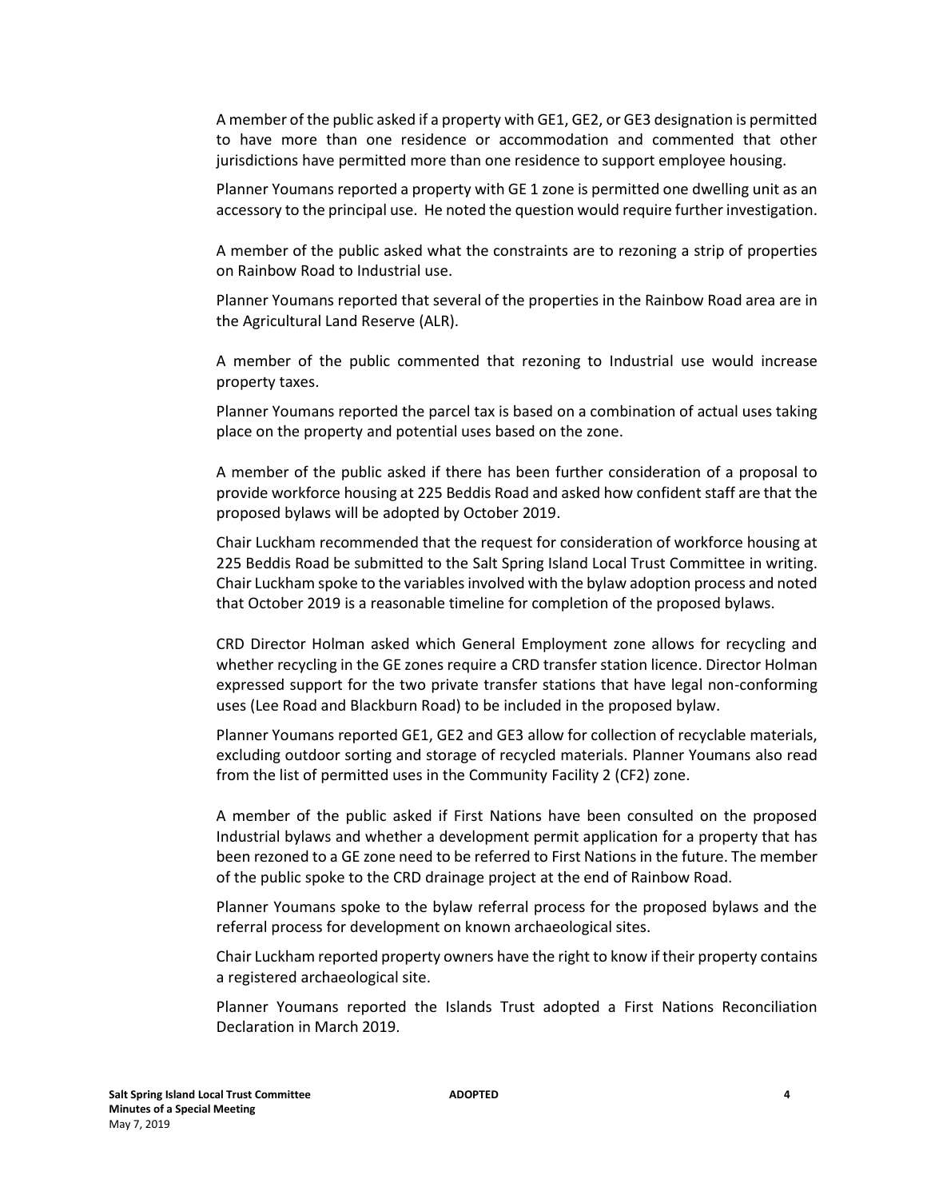A member of the public asked if a property with GE1, GE2, or GE3 designation is permitted to have more than one residence or accommodation and commented that other jurisdictions have permitted more than one residence to support employee housing.

Planner Youmans reported a property with GE 1 zone is permitted one dwelling unit as an accessory to the principal use. He noted the question would require further investigation.

A member of the public asked what the constraints are to rezoning a strip of properties on Rainbow Road to Industrial use.

Planner Youmans reported that several of the properties in the Rainbow Road area are in the Agricultural Land Reserve (ALR).

A member of the public commented that rezoning to Industrial use would increase property taxes.

Planner Youmans reported the parcel tax is based on a combination of actual uses taking place on the property and potential uses based on the zone.

A member of the public asked if there has been further consideration of a proposal to provide workforce housing at 225 Beddis Road and asked how confident staff are that the proposed bylaws will be adopted by October 2019.

Chair Luckham recommended that the request for consideration of workforce housing at 225 Beddis Road be submitted to the Salt Spring Island Local Trust Committee in writing. Chair Luckham spoke to the variables involved with the bylaw adoption process and noted that October 2019 is a reasonable timeline for completion of the proposed bylaws.

CRD Director Holman asked which General Employment zone allows for recycling and whether recycling in the GE zones require a CRD transfer station licence. Director Holman expressed support for the two private transfer stations that have legal non-conforming uses (Lee Road and Blackburn Road) to be included in the proposed bylaw.

Planner Youmans reported GE1, GE2 and GE3 allow for collection of recyclable materials, excluding outdoor sorting and storage of recycled materials. Planner Youmans also read from the list of permitted uses in the Community Facility 2 (CF2) zone.

A member of the public asked if First Nations have been consulted on the proposed Industrial bylaws and whether a development permit application for a property that has been rezoned to a GE zone need to be referred to First Nations in the future. The member of the public spoke to the CRD drainage project at the end of Rainbow Road.

Planner Youmans spoke to the bylaw referral process for the proposed bylaws and the referral process for development on known archaeological sites.

Chair Luckham reported property owners have the right to know if their property contains a registered archaeological site.

Planner Youmans reported the Islands Trust adopted a First Nations Reconciliation Declaration in March 2019.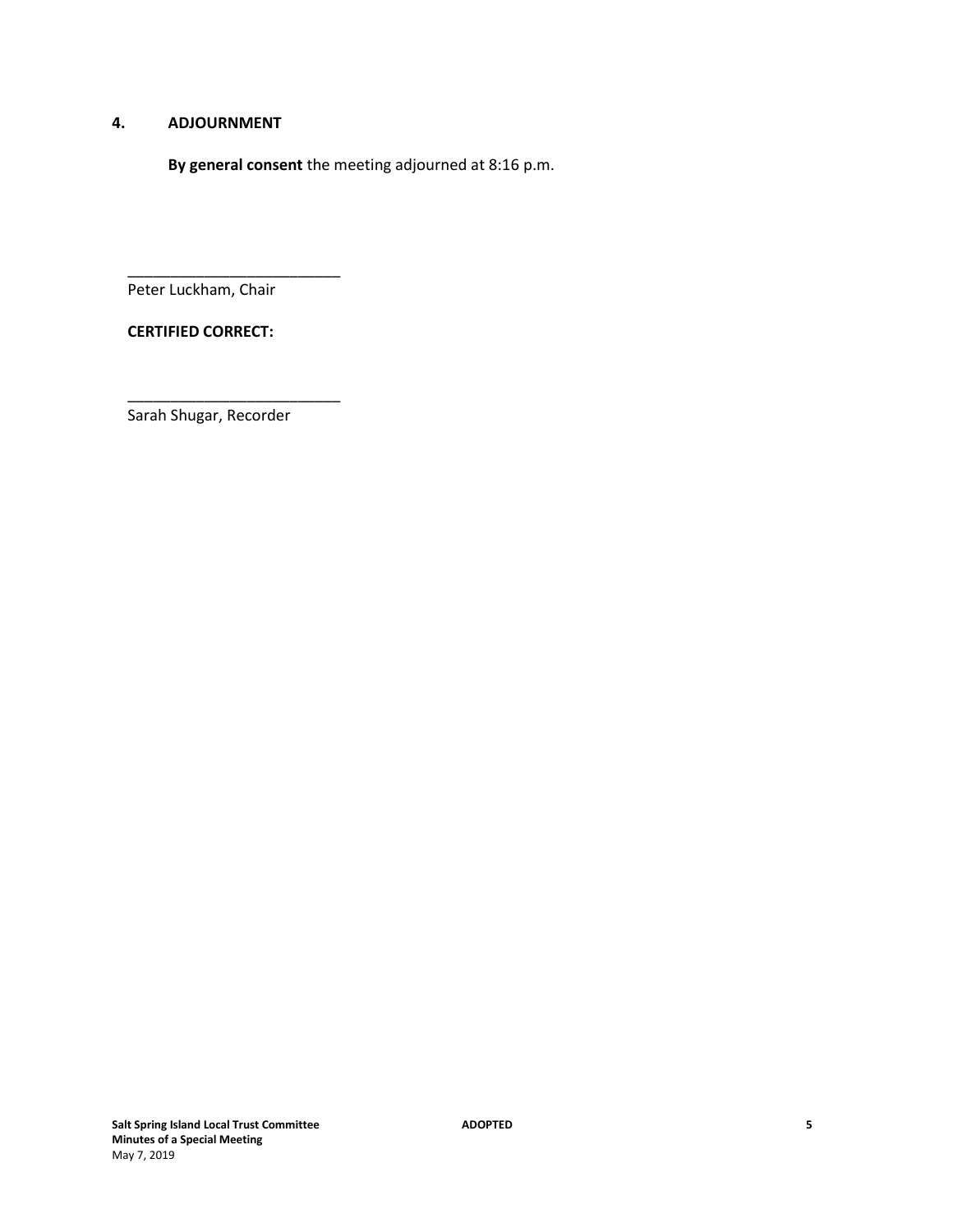## 4. ADJOURNMENT

**By general consent** the meeting adjourned at 8:16 p.m.

_________________________
Peter Luckham, Chair

**CERTIFIED CORRECT:**

_________________________
Sarah Shugar, Recorder